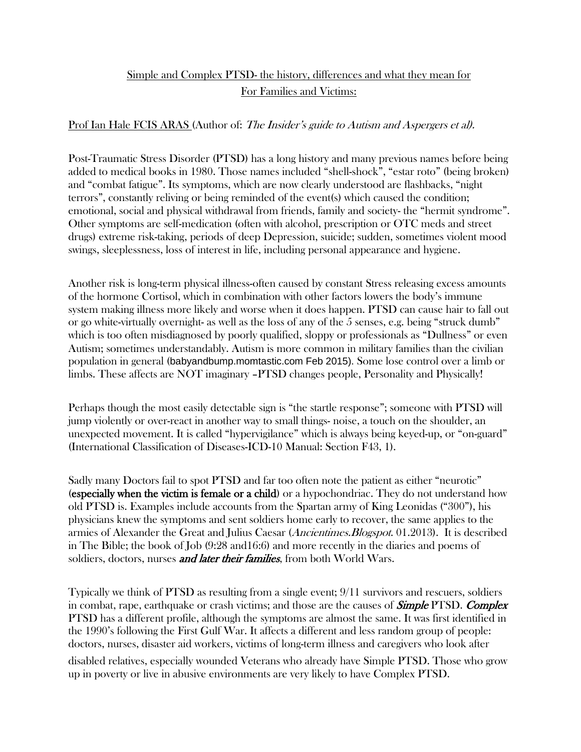<u>Simple and Complex PTSD- the history, differences and what they mean for For Families and Victims:</u>

<u>Prof Ian Hale FCIS ARAS</u> (Author of: *The Insider's guide to Autism and Aspergers et al).*

Post-Traumatic Stress Disorder (PTSD) has a long history and many previous names before being added to medical books in 1980. Those names included "shell-shock", "estar roto" (being broken) and "combat fatigue". Its symptoms, which are now clearly understood are flashbacks, "night terrors", constantly reliving or being reminded of the event(s) which caused the condition; emotional, social and physical withdrawal from friends, family and society- the "hermit syndrome". Other symptoms are self-medication (often with alcohol, prescription or OTC meds and street drugs) extreme risk-taking, periods of deep Depression, suicide; sudden, sometimes violent mood swings, sleeplessness, loss of interest in life, including personal appearance and hygiene.

Another risk is long-term physical illness-often caused by constant Stress releasing excess amounts of the hormone Cortisol, which in combination with other factors lowers the body's immune system making illness more likely and worse when it does happen. PTSD can cause hair to fall out or go white-virtually overnight- as well as the loss of any of the 5 senses, e.g. being "struck dumb" which is too often misdiagnosed by poorly qualified, sloppy or professionals as "Dullness" or even Autism; sometimes understandably. Autism is more common in military families than the civilian population in general (babyandbump.momtastic.com Feb 2015). Some lose control over a limb or limbs. These affects are NOT imaginary –PTSD changes people, Personality and Physically!

Perhaps though the most easily detectable sign is "the startle response"; someone with PTSD will jump violently or over-react in another way to small things- noise, a touch on the shoulder, an unexpected movement. It is called "hypervigilance" which is always being keyed-up, or "on-guard" (International Classification of Diseases-ICD-10 Manual: Section F43, 1).

Sadly many Doctors fail to spot PTSD and far too often note the patient as either "neurotic" **(especially when the victim is female or a child)** or a hypochondriac. They do not understand how old PTSD is. Examples include accounts from the Spartan army of King Leonidas ("300"), his physicians knew the symptoms and sent soldiers home early to recover, the same applies to the armies of Alexander the Great and Julius Caesar (*Ancientimes.Blogspot.* 01.2013). It is described in The Bible; the book of Job (9:28 and16:6) and more recently in the diaries and poems of soldiers, doctors, nurses ***and later their families***, from both World Wars.

Typically we think of PTSD as resulting from a single event; 9/11 survivors and rescuers, soldiers in combat, rape, earthquake or crash victims; and those are the causes of ***Simple*** PTSD. ***Complex*** PTSD has a different profile, although the symptoms are almost the same. It was first identified in the 1990's following the First Gulf War. It affects a different and less random group of people: doctors, nurses, disaster aid workers, victims of long-term illness and caregivers who look after disabled relatives, especially wounded Veterans who already have Simple PTSD. Those who grow up in poverty or live in abusive environments are very likely to have Complex PTSD.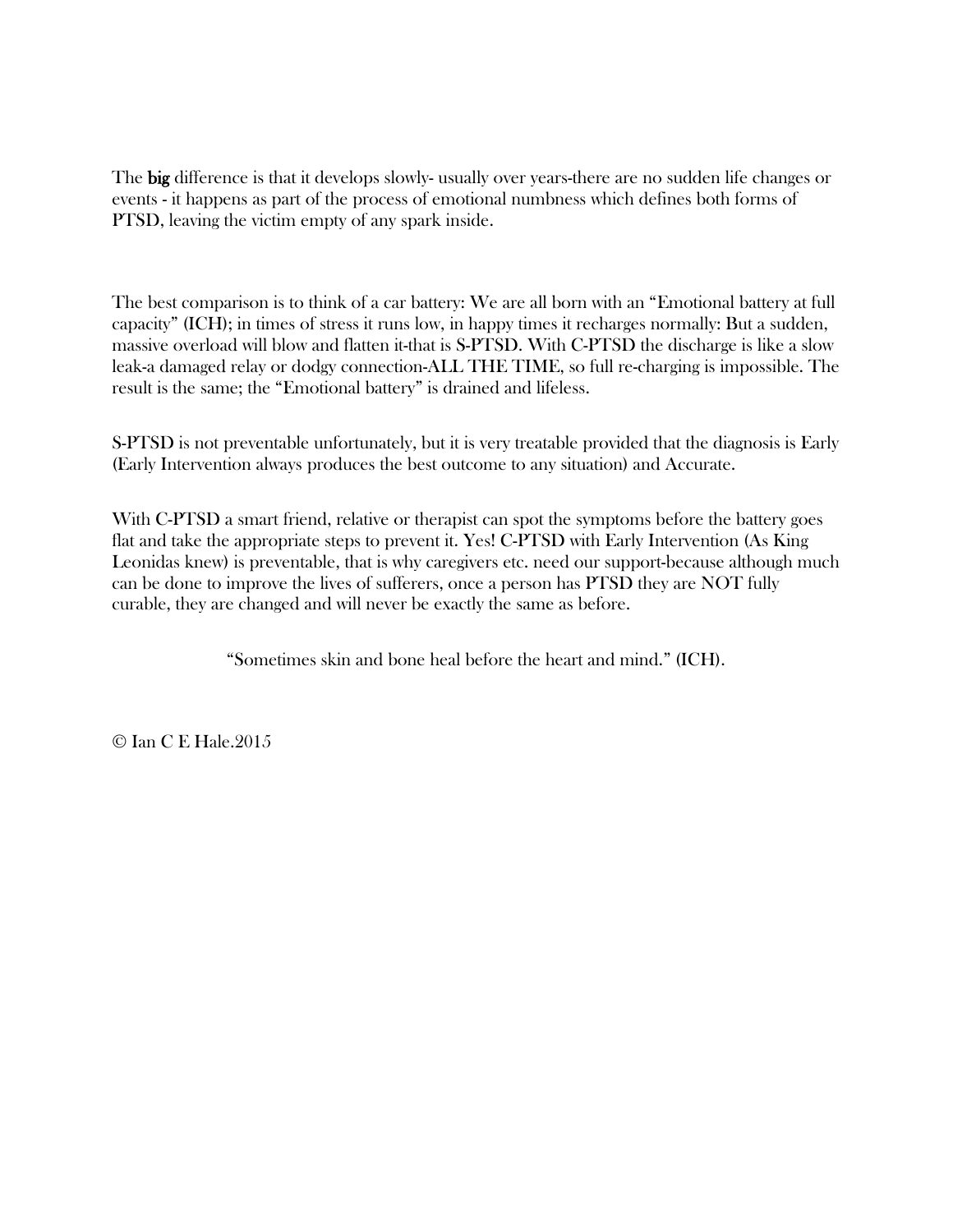The **big** difference is that it develops slowly- usually over years-there are no sudden life changes or events - it happens as part of the process of emotional numbness which defines both forms of PTSD, leaving the victim empty of any spark inside.

The best comparison is to think of a car battery: We are all born with an "Emotional battery at full capacity" (ICH); in times of stress it runs low, in happy times it recharges normally: But a sudden, massive overload will blow and flatten it-that is S-PTSD. With C-PTSD the discharge is like a slow leak-a damaged relay or dodgy connection-ALL THE TIME, so full re-charging is impossible. The result is the same; the "Emotional battery" is drained and lifeless.

S-PTSD is not preventable unfortunately, but it is very treatable provided that the diagnosis is Early (Early Intervention always produces the best outcome to any situation) and Accurate.

With C-PTSD a smart friend, relative or therapist can spot the symptoms before the battery goes flat and take the appropriate steps to prevent it. Yes! C-PTSD with Early Intervention (As King Leonidas knew) is preventable, that is why caregivers etc. need our support-because although much can be done to improve the lives of sufferers, once a person has PTSD they are NOT fully curable, they are changed and will never be exactly the same as before.

"Sometimes skin and bone heal before the heart and mind." (ICH).

© Ian C E Hale.2015